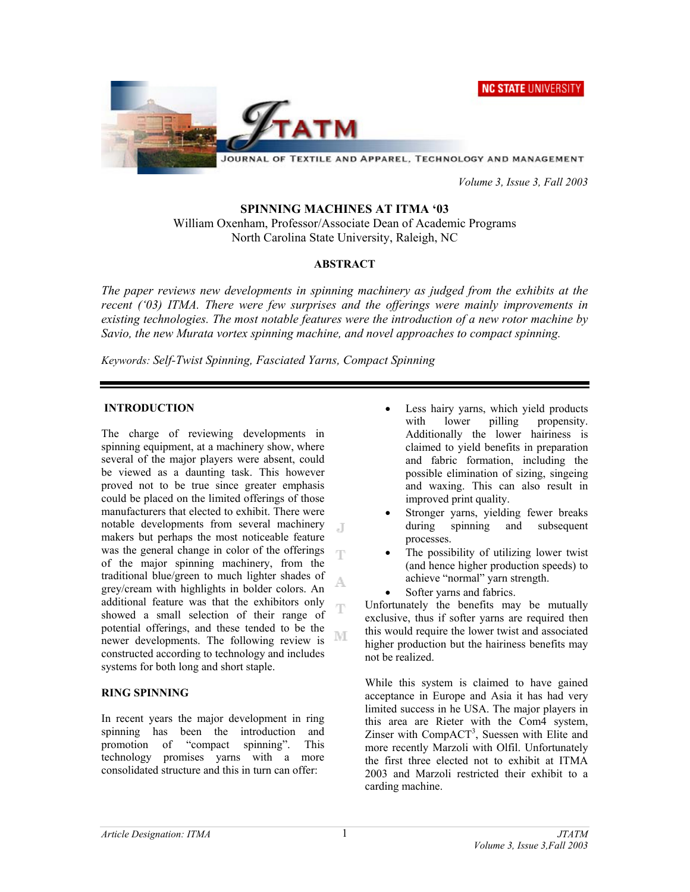# SPINNING MACHINES AT ITMA '03

William Oxenham, Professor/Associate Dean of Academic Programs
North Carolina State University, Raleigh, NC

## ABSTRACT

*The paper reviews new developments in spinning machinery as judged from the exhibits at the recent ('03) ITMA. There were few surprises and the offerings were mainly improvements in existing technologies. The most notable features were the introduction of a new rotor machine by Savio, the new Murata vortex spinning machine, and novel approaches to compact spinning.*

*Keywords: Self-Twist Spinning, Fasciated Yarns, Compact Spinning*

## INTRODUCTION

The charge of reviewing developments in spinning equipment, at a machinery show, where several of the major players were absent, could be viewed as a daunting task. This however proved not to be true since greater emphasis could be placed on the limited offerings of those manufacturers that elected to exhibit. There were notable developments from several machinery makers but perhaps the most noticeable feature was the general change in color of the offerings of the major spinning machinery, from the traditional blue/green to much lighter shades of grey/cream with highlights in bolder colors. An additional feature was that the exhibitors only showed a small selection of their range of potential offerings, and these tended to be the newer developments. The following review is constructed according to technology and includes systems for both long and short staple.

## RING SPINNING

In recent years the major development in ring spinning has been the introduction and promotion of "compact spinning". This technology promises yarns with a more consolidated structure and this in turn can offer:

- Less hairy yarns, which yield products with lower pilling propensity. Additionally the lower hairiness is claimed to yield benefits in preparation and fabric formation, including the possible elimination of sizing, singeing and waxing. This can also result in improved print quality.
- Stronger yarns, yielding fewer breaks during spinning and subsequent processes.
- The possibility of utilizing lower twist (and hence higher production speeds) to achieve "normal" yarn strength.
- Softer yarns and fabrics.

Unfortunately the benefits may be mutually exclusive, thus if softer yarns are required then this would require the lower twist and associated higher production but the hairiness benefits may not be realized.

While this system is claimed to have gained acceptance in Europe and Asia it has had very limited success in he USA. The major players in this area are Rieter with the Com4 system, Zinser with CompACT[3], Suessen with Elite and more recently Marzoli with Olfil. Unfortunately the first three elected not to exhibit at ITMA 2003 and Marzoli restricted their exhibit to a carding machine.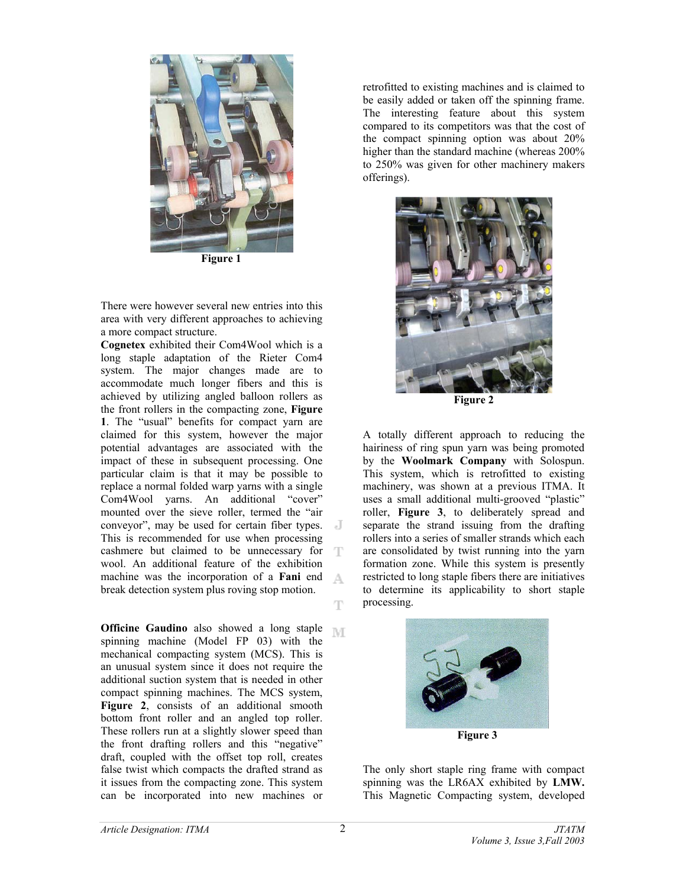Figure 1

There were however several new entries into this area with very different approaches to achieving a more compact structure.

**Cognetex** exhibited their Com4Wool which is a long staple adaptation of the Rieter Com4 system. The major changes made are to accommodate much longer fibers and this is achieved by utilizing angled balloon rollers as the front rollers in the compacting zone, **Figure 1**. The "usual" benefits for compact yarn are claimed for this system, however the major potential advantages are associated with the impact of these in subsequent processing. One particular claim is that it may be possible to replace a normal folded warp yarns with a single Com4Wool yarns. An additional "cover" mounted over the sieve roller, termed the "air conveyor", may be used for certain fiber types. This is recommended for use when processing cashmere but claimed to be unnecessary for wool. An additional feature of the exhibition machine was the incorporation of a **Fani** end break detection system plus roving stop motion.

**Officine Gaudino** also showed a long staple spinning machine (Model FP 03) with the mechanical compacting system (MCS). This is an unusual system since it does not require the additional suction system that is needed in other compact spinning machines. The MCS system, **Figure 2**, consists of an additional smooth bottom front roller and an angled top roller. These rollers run at a slightly slower speed than the front drafting rollers and this "negative" draft, coupled with the offset top roll, creates false twist which compacts the drafted strand as it issues from the compacting zone. This system can be incorporated into new machines or retrofitted to existing machines and is claimed to be easily added or taken off the spinning frame. The interesting feature about this system compared to its competitors was that the cost of the compact spinning option was about 20% higher than the standard machine (whereas 200% to 250% was given for other machinery makers offerings).

Figure 2

A totally different approach to reducing the hairiness of ring spun yarn was being promoted by the **Woolmark Company** with Solospun. This system, which is retrofitted to existing machinery, was shown at a previous ITMA. It uses a small additional multi-grooved "plastic" roller, **Figure 3**, to deliberately spread and separate the strand issuing from the drafting rollers into a series of smaller strands which each are consolidated by twist running into the yarn formation zone. While this system is presently restricted to long staple fibers there are initiatives to determine its applicability to short staple processing.

Figure 3

The only short staple ring frame with compact spinning was the LR6AX exhibited by **LMW.** This Magnetic Compacting system, developed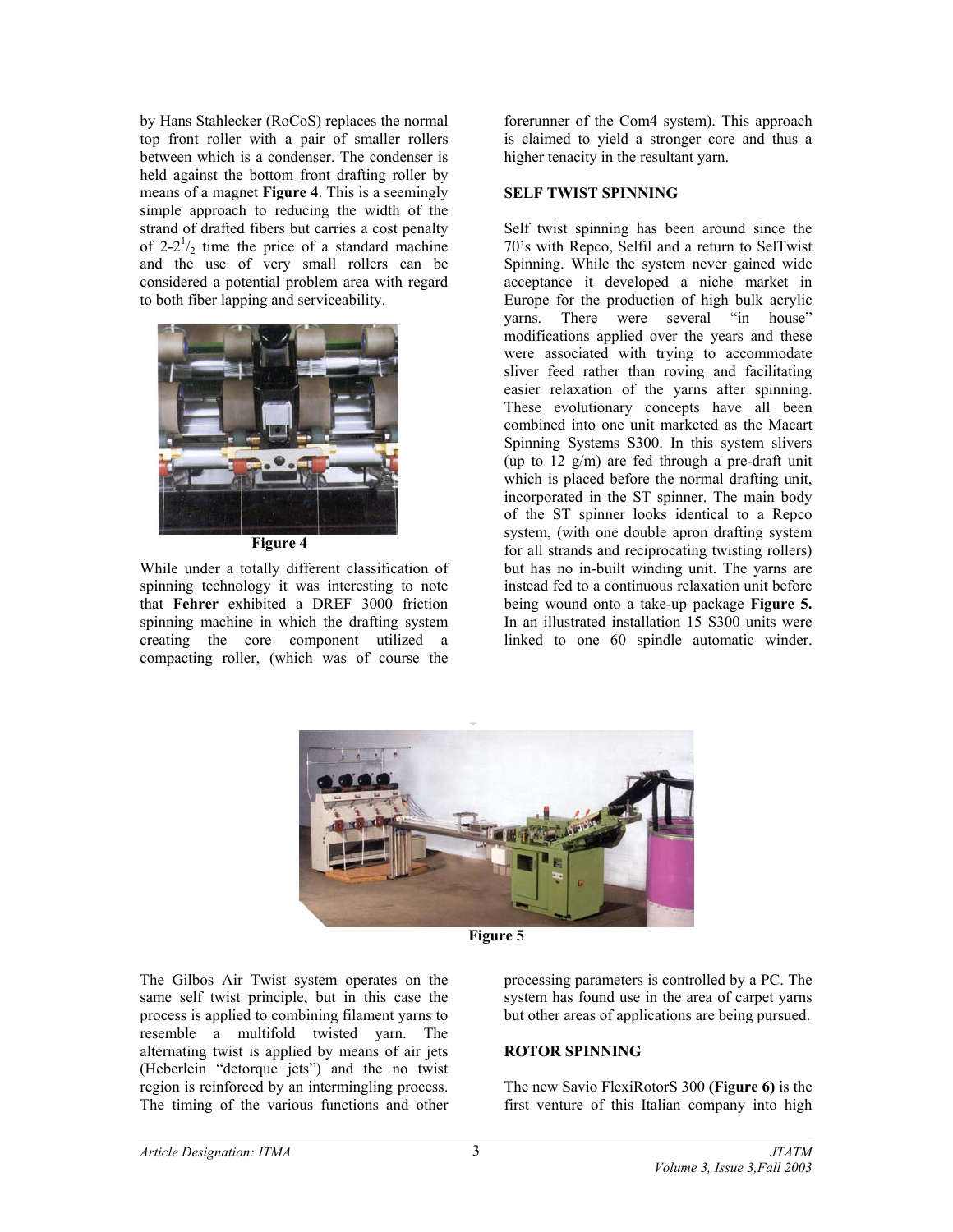by Hans Stahlecker (RoCoS) replaces the normal top front roller with a pair of smaller rollers between which is a condenser. The condenser is held against the bottom front drafting roller by means of a magnet **Figure 4**. This is a seemingly simple approach to reducing the width of the strand of drafted fibers but carries a cost penalty of 2-$2^1/_2$ time the price of a standard machine and the use of very small rollers can be considered a potential problem area with regard to both fiber lapping and serviceability.

**Figure 4**

While under a totally different classification of spinning technology it was interesting to note that **Fehrer** exhibited a DREF 3000 friction spinning machine in which the drafting system creating the core component utilized a compacting roller, (which was of course the forerunner of the Com4 system). This approach is claimed to yield a stronger core and thus a higher tenacity in the resultant yarn.

**SELF TWIST SPINNING**

Self twist spinning has been around since the 70's with Repco, Selfil and a return to SelTwist Spinning. While the system never gained wide acceptance it developed a niche market in Europe for the production of high bulk acrylic yarns. There were several "in house" modifications applied over the years and these were associated with trying to accommodate sliver feed rather than roving and facilitating easier relaxation of the yarns after spinning. These evolutionary concepts have all been combined into one unit marketed as the Macart Spinning Systems S300. In this system slivers (up to 12 g/m) are fed through a pre-draft unit which is placed before the normal drafting unit, incorporated in the ST spinner. The main body of the ST spinner looks identical to a Repco system, (with one double apron drafting system for all strands and reciprocating twisting rollers) but has no in-built winding unit. The yarns are instead fed to a continuous relaxation unit before being wound onto a take-up package **Figure 5.** In an illustrated installation 15 S300 units were linked to one 60 spindle automatic winder.

**Figure 5**

The Gilbos Air Twist system operates on the same self twist principle, but in this case the process is applied to combining filament yarns to resemble a multifold twisted yarn. The alternating twist is applied by means of air jets (Heberlein "detorque jets") and the no twist region is reinforced by an intermingling process. The timing of the various functions and other processing parameters is controlled by a PC. The system has found use in the area of carpet yarns but other areas of applications are being pursued.

**ROTOR SPINNING**

The new Savio FlexiRotorS 300 **(Figure 6)** is the first venture of this Italian company into high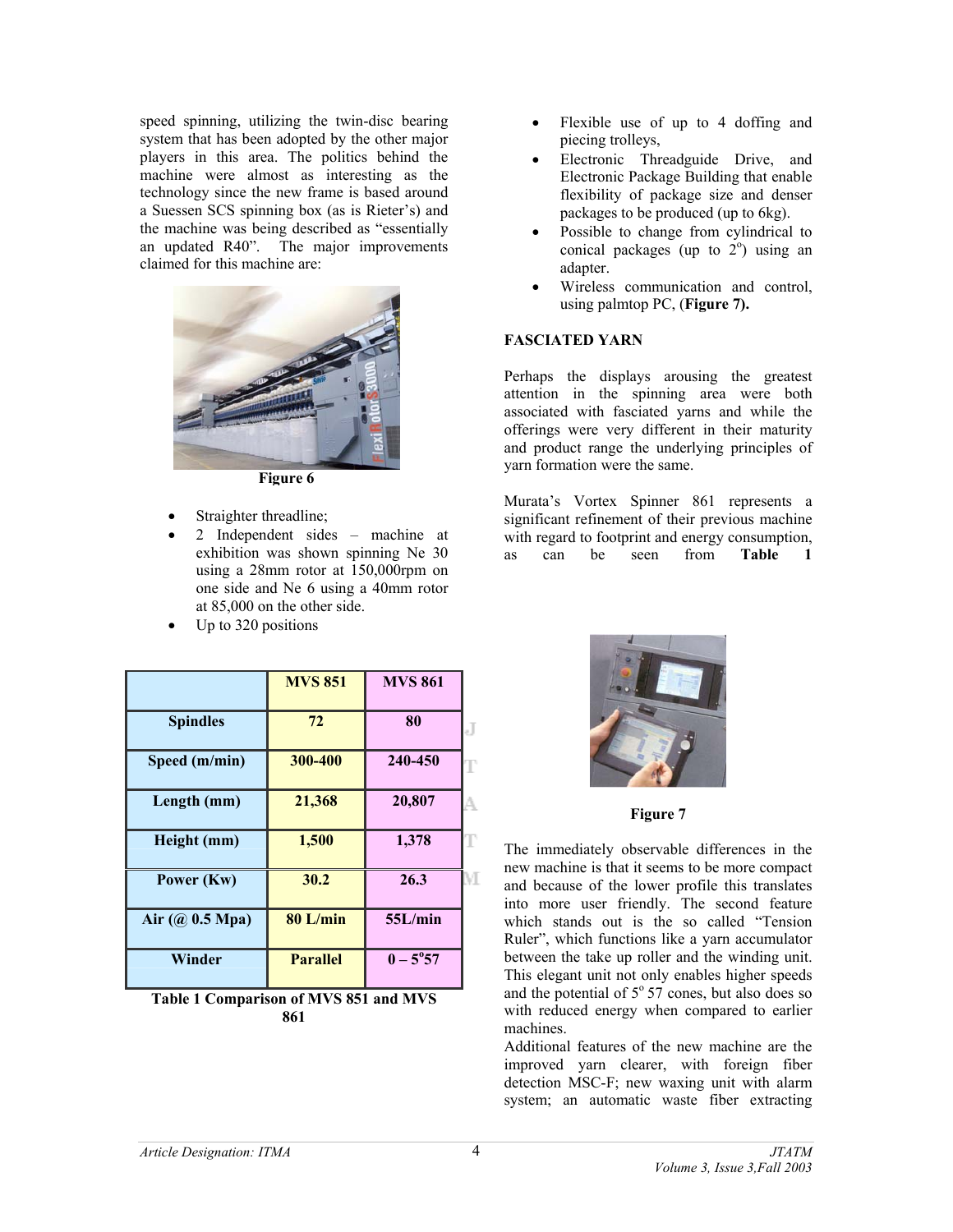speed spinning, utilizing the twin-disc bearing system that has been adopted by the other major players in this area. The politics behind the machine were almost as interesting as the technology since the new frame is based around a Suessen SCS spinning box (as is Rieter's) and the machine was being described as "essentially an updated R40". The major improvements claimed for this machine are:

Figure 6

- Straighter threadline;
- 2 Independent sides – machine at exhibition was shown spinning Ne 30 using a 28mm rotor at 150,000rpm on one side and Ne 6 using a 40mm rotor at 85,000 on the other side.
- Up to 320 positions
- Flexible use of up to 4 doffing and piecing trolleys,
- Electronic Threadguide Drive, and Electronic Package Building that enable flexibility of package size and denser packages to be produced (up to 6kg).
- Possible to change from cylindrical to conical packages (up to 2°) using an adapter.
- Wireless communication and control, using palmtop PC, (**Figure 7).**

## FASCIATED YARN

Perhaps the displays arousing the greatest attention in the spinning area were both associated with fasciated yarns and while the offerings were very different in their maturity and product range the underlying principles of yarn formation were the same.

Murata's Vortex Spinner 861 represents a significant refinement of their previous machine with regard to footprint and energy consumption, as can be seen from **Table 1**

| | MVS 851 | MVS 861 |
|---|---|---|
| **Spindles** | 72 | 80 |
| **Speed (m/min)** | 300-400 | 240-450 |
| **Length (mm)** | 21,368 | 20,807 |
| **Height (mm)** | 1,500 | 1,378 |
| **Power (Kw)** | 30.2 | 26.3 |
| **Air (@ 0.5 Mpa)** | 80 L/min | 55L/min |
| **Winder** | Parallel | 0 – 5°57 |

**Table 1 Comparison of MVS 851 and MVS 861**

Figure 7

The immediately observable differences in the new machine is that it seems to be more compact and because of the lower profile this translates into more user friendly. The second feature which stands out is the so called "Tension Ruler", which functions like a yarn accumulator between the take up roller and the winding unit. This elegant unit not only enables higher speeds and the potential of 5° 57 cones, but also does so with reduced energy when compared to earlier machines.

Additional features of the new machine are the improved yarn clearer, with foreign fiber detection MSC-F; new waxing unit with alarm system; an automatic waste fiber extracting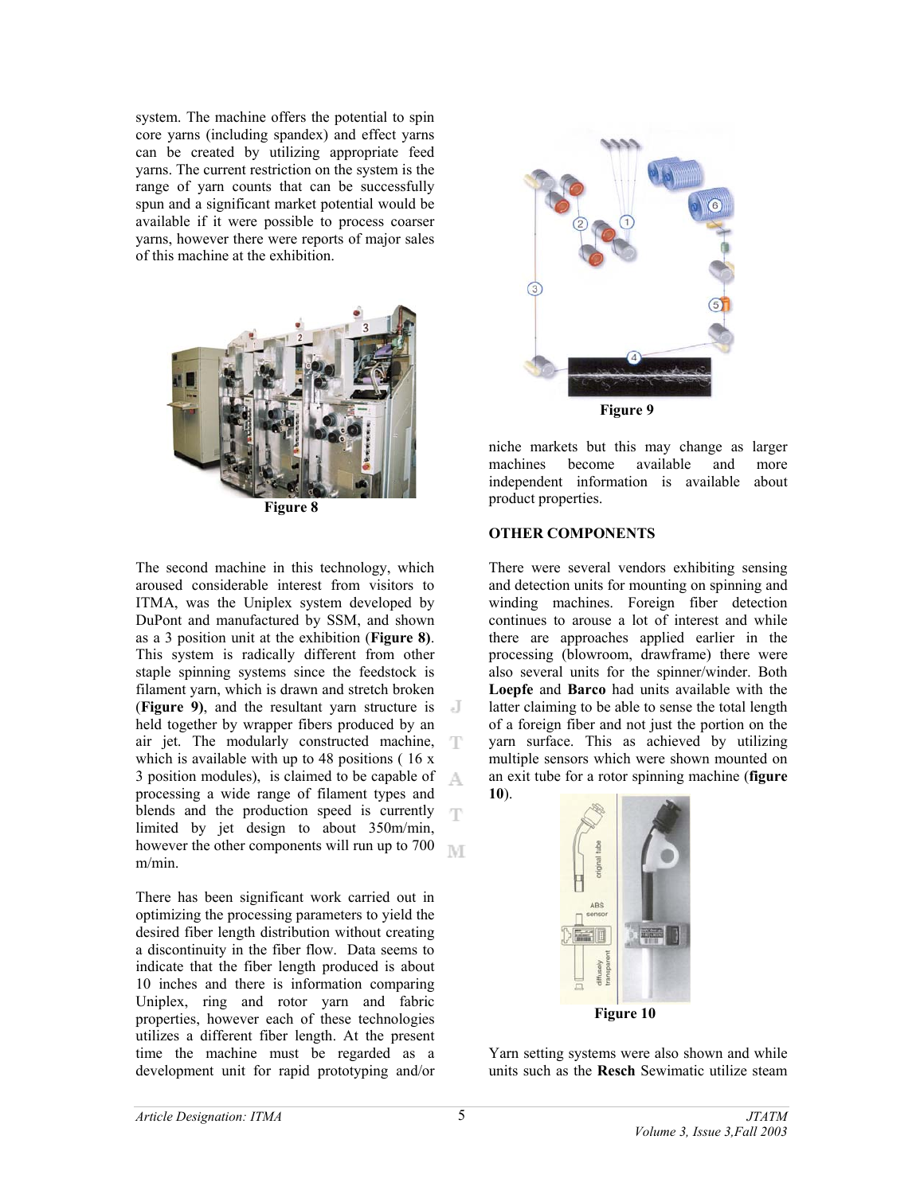system. The machine offers the potential to spin core yarns (including spandex) and effect yarns can be created by utilizing appropriate feed yarns. The current restriction on the system is the range of yarn counts that can be successfully spun and a significant market potential would be available if it were possible to process coarser yarns, however there were reports of major sales of this machine at the exhibition.

**Figure 8**

The second machine in this technology, which aroused considerable interest from visitors to ITMA, was the Uniplex system developed by DuPont and manufactured by SSM, and shown as a 3 position unit at the exhibition (**Figure 8)**. This system is radically different from other staple spinning systems since the feedstock is filament yarn, which is drawn and stretch broken (**Figure 9)**, and the resultant yarn structure is held together by wrapper fibers produced by an air jet. The modularly constructed machine, which is available with up to 48 positions ( 16 x 3 position modules), is claimed to be capable of processing a wide range of filament types and blends and the production speed is currently limited by jet design to about 350m/min, however the other components will run up to 700 m/min.

There has been significant work carried out in optimizing the processing parameters to yield the desired fiber length distribution without creating a discontinuity in the fiber flow. Data seems to indicate that the fiber length produced is about 10 inches and there is information comparing Uniplex, ring and rotor yarn and fabric properties, however each of these technologies utilizes a different fiber length. At the present time the machine must be regarded as a development unit for rapid prototyping and/or niche markets but this may change as larger machines become available and more independent information is available about product properties.

**Figure 9**

## OTHER COMPONENTS

There were several vendors exhibiting sensing and detection units for mounting on spinning and winding machines. Foreign fiber detection continues to arouse a lot of interest and while there are approaches applied earlier in the processing (blowroom, drawframe) there were also several units for the spinner/winder. Both **Loepfe** and **Barco** had units available with the latter claiming to be able to sense the total length of a foreign fiber and not just the portion on the yarn surface. This as achieved by utilizing multiple sensors which were shown mounted on an exit tube for a rotor spinning machine (**figure 10**).

**Figure 10**

Yarn setting systems were also shown and while units such as the **Resch** Sewimatic utilize steam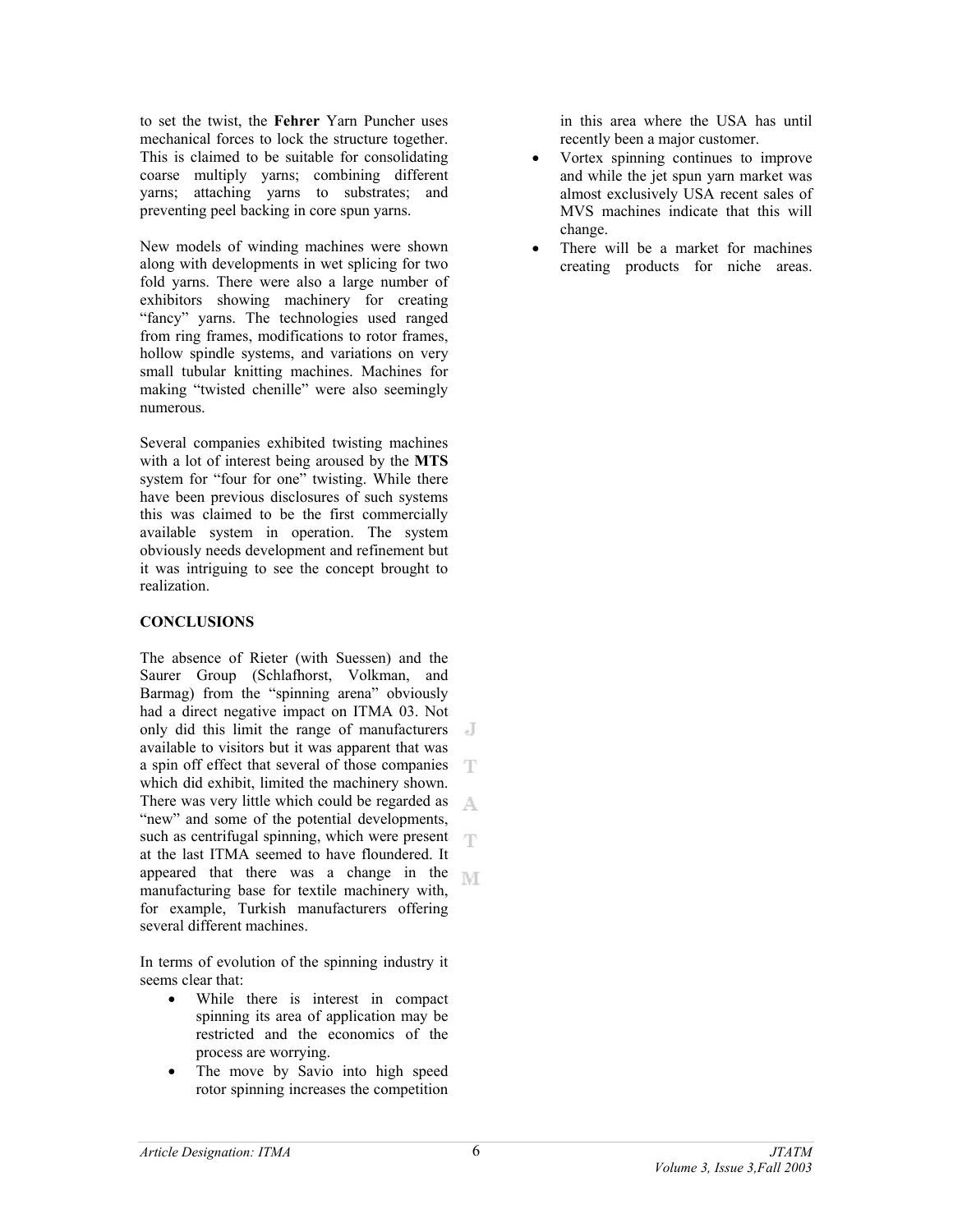to set the twist, the **Fehrer** Yarn Puncher uses mechanical forces to lock the structure together. This is claimed to be suitable for consolidating coarse multiply yarns; combining different yarns; attaching yarns to substrates; and preventing peel backing in core spun yarns.

New models of winding machines were shown along with developments in wet splicing for two fold yarns. There were also a large number of exhibitors showing machinery for creating "fancy" yarns. The technologies used ranged from ring frames, modifications to rotor frames, hollow spindle systems, and variations on very small tubular knitting machines. Machines for making "twisted chenille" were also seemingly numerous.

Several companies exhibited twisting machines with a lot of interest being aroused by the **MTS** system for "four for one" twisting. While there have been previous disclosures of such systems this was claimed to be the first commercially available system in operation. The system obviously needs development and refinement but it was intriguing to see the concept brought to realization.

## CONCLUSIONS

The absence of Rieter (with Suessen) and the Saurer Group (Schlafhorst, Volkman, and Barmag) from the "spinning arena" obviously had a direct negative impact on ITMA 03. Not only did this limit the range of manufacturers available to visitors but it was apparent that was a spin off effect that several of those companies which did exhibit, limited the machinery shown. There was very little which could be regarded as "new" and some of the potential developments, such as centrifugal spinning, which were present at the last ITMA seemed to have floundered. It appeared that there was a change in the manufacturing base for textile machinery with, for example, Turkish manufacturers offering several different machines.

In terms of evolution of the spinning industry it seems clear that:

- While there is interest in compact spinning its area of application may be restricted and the economics of the process are worrying.
- The move by Savio into high speed rotor spinning increases the competition in this area where the USA has until recently been a major customer.
- Vortex spinning continues to improve and while the jet spun yarn market was almost exclusively USA recent sales of MVS machines indicate that this will change.
- There will be a market for machines creating products for niche areas.